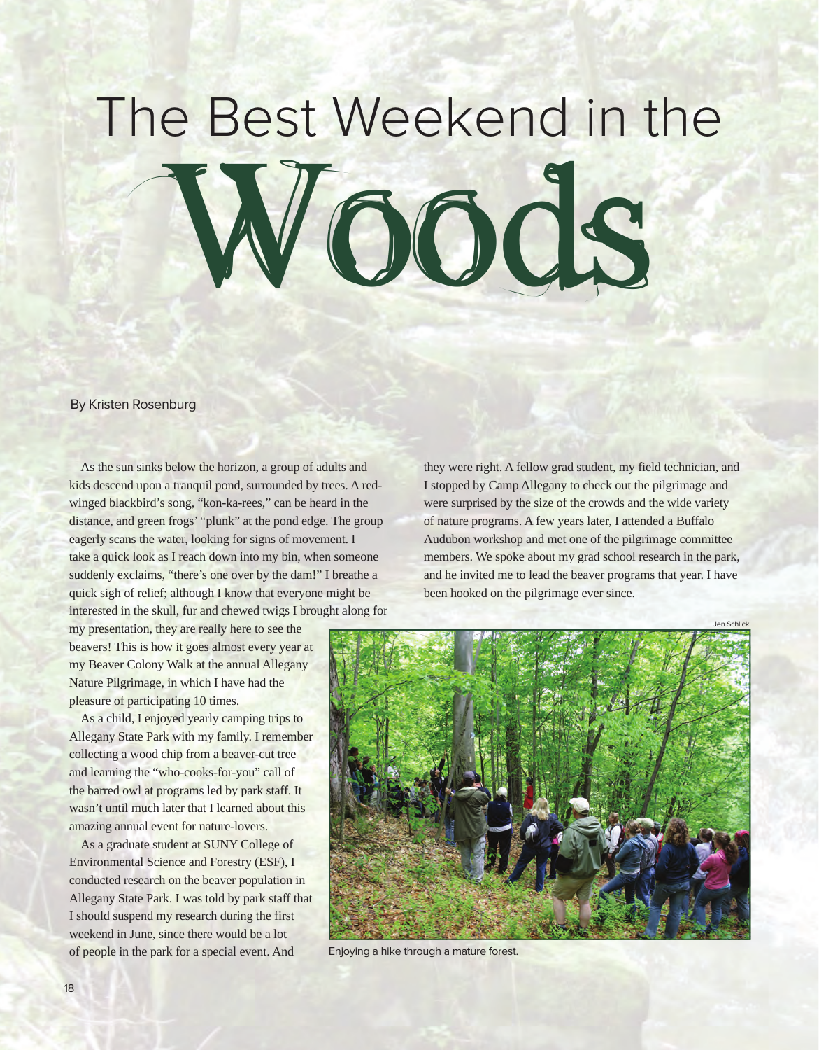# The Best Weekend in the Woods

By Kristen Rosenburg

As the sun sinks below the horizon, a group of adults and kids descend upon a tranquil pond, surrounded by trees. A red-winged blackbird's song, "kon-ka-rees," can be heard in the distance, and green frogs' "plunk" at the pond edge. The group eagerly scans the water, looking for signs of movement. I take a quick look as I reach down into my bin, when someone suddenly exclaims, "there's one over by the dam!" I breathe a quick sigh of relief; although I know that everyone might be interested in the skull, fur and chewed twigs I brought along for my presentation, they are really here to see the beavers! This is how it goes almost every year at my Beaver Colony Walk at the annual Allegany Nature Pilgrimage, in which I have had the pleasure of participating 10 times.

As a child, I enjoyed yearly camping trips to Allegany State Park with my family. I remember collecting a wood chip from a beaver-cut tree and learning the "who-cooks-for-you" call of the barred owl at programs led by park staff. It wasn't until much later that I learned about this amazing annual event for nature-lovers.

As a graduate student at SUNY College of Environmental Science and Forestry (ESF), I conducted research on the beaver population in Allegany State Park. I was told by park staff that I should suspend my research during the first weekend in June, since there would be a lot of people in the park for a special event. And they were right. A fellow grad student, my field technician, and I stopped by Camp Allegany to check out the pilgrimage and were surprised by the size of the crowds and the wide variety of nature programs. A few years later, I attended a Buffalo Audubon workshop and met one of the pilgrimage committee members. We spoke about my grad school research in the park, and he invited me to lead the beaver programs that year. I have been hooked on the pilgrimage ever since.

Jen Schlick

Enjoying a hike through a mature forest.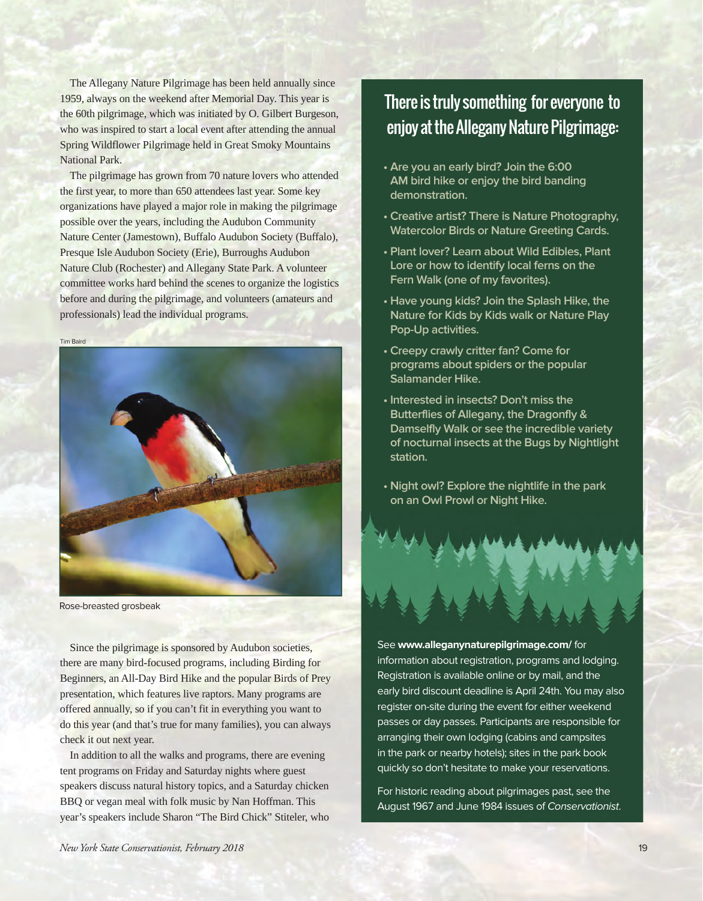The Allegany Nature Pilgrimage has been held annually since 1959, always on the weekend after Memorial Day. This year is the 60th pilgrimage, which was initiated by O. Gilbert Burgeson, who was inspired to start a local event after attending the annual Spring Wildflower Pilgrimage held in Great Smoky Mountains National Park.

The pilgrimage has grown from 70 nature lovers who attended the first year, to more than 650 attendees last year. Some key organizations have played a major role in making the pilgrimage possible over the years, including the Audubon Community Nature Center (Jamestown), Buffalo Audubon Society (Buffalo), Presque Isle Audubon Society (Erie), Burroughs Audubon Nature Club (Rochester) and Allegany State Park. A volunteer committee works hard behind the scenes to organize the logistics before and during the pilgrimage, and volunteers (amateurs and professionals) lead the individual programs.

Tim Baird

Rose-breasted grosbeak

Since the pilgrimage is sponsored by Audubon societies, there are many bird-focused programs, including Birding for Beginners, an All-Day Bird Hike and the popular Birds of Prey presentation, which features live raptors. Many programs are offered annually, so if you can't fit in everything you want to do this year (and that's true for many families), you can always check it out next year.

In addition to all the walks and programs, there are evening tent programs on Friday and Saturday nights where guest speakers discuss natural history topics, and a Saturday chicken BBQ or vegan meal with folk music by Nan Hoffman. This year's speakers include Sharon "The Bird Chick" Stiteler, who

## There is truly something for everyone to enjoy at the Allegany Nature Pilgrimage:

- Are you an early bird? Join the 6:00 AM bird hike or enjoy the bird banding demonstration.
- Creative artist? There is Nature Photography, Watercolor Birds or Nature Greeting Cards.
- Plant lover? Learn about Wild Edibles, Plant Lore or how to identify local ferns on the Fern Walk (one of my favorites).
- Have young kids? Join the Splash Hike, the Nature for Kids by Kids walk or Nature Play Pop-Up activities.
- Creepy crawly critter fan? Come for programs about spiders or the popular Salamander Hike.
- Interested in insects? Don't miss the Butterflies of Allegany, the Dragonfly & Damselfly Walk or see the incredible variety of nocturnal insects at the Bugs by Nightlight station.
- Night owl? Explore the nightlife in the park on an Owl Prowl or Night Hike.

See **www.alleganynaturepilgrimage.com/** for information about registration, programs and lodging. Registration is available online or by mail, and the early bird discount deadline is April 24th. You may also register on-site during the event for either weekend passes or day passes. Participants are responsible for arranging their own lodging (cabins and campsites in the park or nearby hotels); sites in the park book quickly so don't hesitate to make your reservations.

For historic reading about pilgrimages past, see the August 1967 and June 1984 issues of *Conservationist*.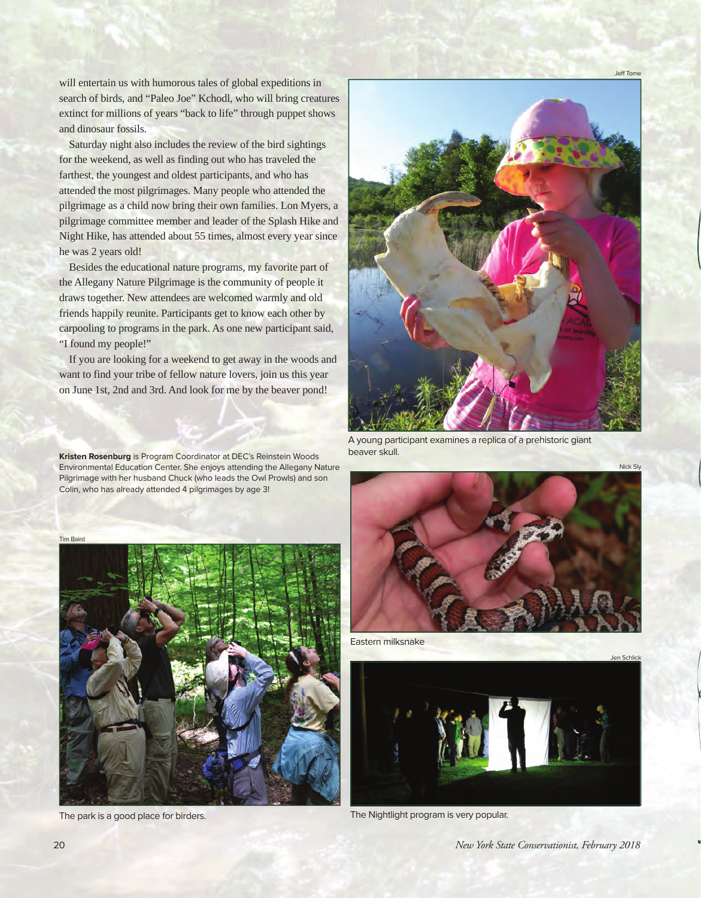will entertain us with humorous tales of global expeditions in search of birds, and "Paleo Joe" Kchodl, who will bring creatures extinct for millions of years "back to life" through puppet shows and dinosaur fossils.

Saturday night also includes the review of the bird sightings for the weekend, as well as finding out who has traveled the farthest, the youngest and oldest participants, and who has attended the most pilgrimages. Many people who attended the pilgrimage as a child now bring their own families. Lon Myers, a pilgrimage committee member and leader of the Splash Hike and Night Hike, has attended about 55 times, almost every year since he was 2 years old!

Besides the educational nature programs, my favorite part of the Allegany Nature Pilgrimage is the community of people it draws together. New attendees are welcomed warmly and old friends happily reunite. Participants get to know each other by carpooling to programs in the park. As one new participant said, "I found my people!"

If you are looking for a weekend to get away in the woods and want to find your tribe of fellow nature lovers, join us this year on June 1st, 2nd and 3rd. And look for me by the beaver pond!

**Kristen Rosenburg** is Program Coordinator at DEC's Reinstein Woods Environmental Education Center. She enjoys attending the Allegany Nature Pilgrimage with her husband Chuck (who leads the Owl Prowls) and son Colin, who has already attended 4 pilgrimages by age 3!

Jeff Tome

A young participant examines a replica of a prehistoric giant beaver skull.

Nick Sly

Eastern milksnake

Tim Baird

The park is a good place for birders.

Jen Schlick

The Nightlight program is very popular.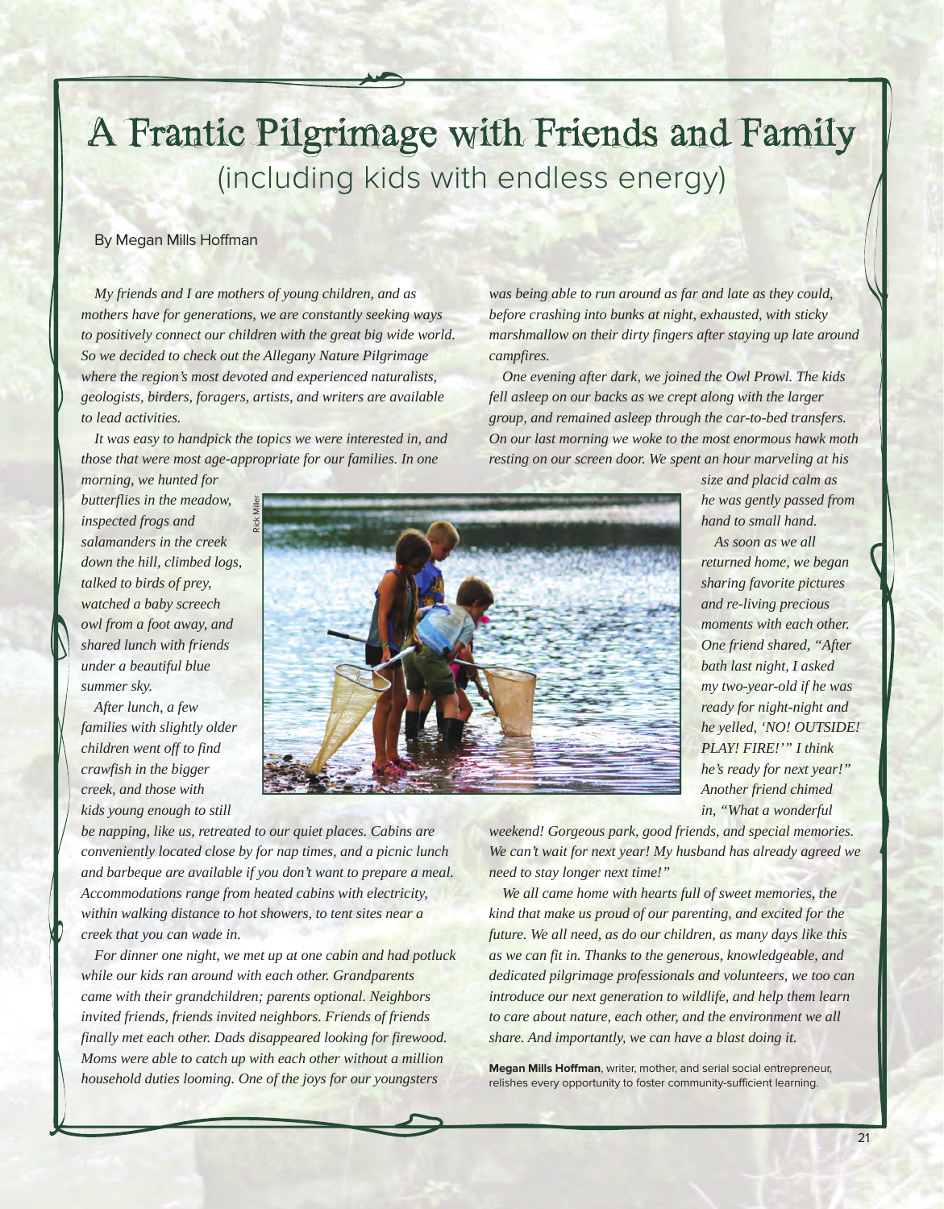# A Frantic Pilgrimage with Friends and Family

## (including kids with endless energy)

By Megan Mills Hoffman

*My friends and I are mothers of young children, and as mothers have for generations, we are constantly seeking ways to positively connect our children with the great big wide world. So we decided to check out the Allegany Nature Pilgrimage where the region's most devoted and experienced naturalists, geologists, birders, foragers, artists, and writers are available to lead activities.*

*It was easy to handpick the topics we were interested in, and those that were most age-appropriate for our families. In one morning, we hunted for butterflies in the meadow, inspected frogs and salamanders in the creek down the hill, climbed logs, talked to birds of prey, watched a baby screech owl from a foot away, and shared lunch with friends under a beautiful blue summer sky.*

*After lunch, a few families with slightly older children went off to find crawfish in the bigger creek, and those with kids young enough to still be napping, like us, retreated to our quiet places. Cabins are conveniently located close by for nap times, and a picnic lunch and barbeque are available if you don't want to prepare a meal. Accommodations range from heated cabins with electricity, within walking distance to hot showers, to tent sites near a creek that you can wade in.*

*For dinner one night, we met up at one cabin and had potluck while our kids ran around with each other. Grandparents came with their grandchildren; parents optional. Neighbors invited friends, friends invited neighbors. Friends of friends finally met each other. Dads disappeared looking for firewood. Moms were able to catch up with each other without a million household duties looming. One of the joys for our youngsters was being able to run around as far and late as they could, before crashing into bunks at night, exhausted, with sticky marshmallow on their dirty fingers after staying up late around campfires.*

*One evening after dark, we joined the Owl Prowl. The kids fell asleep on our backs as we crept along with the larger group, and remained asleep through the car-to-bed transfers. On our last morning we woke to the most enormous hawk moth resting on our screen door. We spent an hour marveling at his size and placid calm as he was gently passed from hand to small hand.*

*As soon as we all returned home, we began sharing favorite pictures and re-living precious moments with each other. One friend shared, "After bath last night, I asked my two-year-old if he was ready for night-night and he yelled, 'NO! OUTSIDE! PLAY! FIRE!'" I think he's ready for next year!" Another friend chimed in, "What a wonderful weekend! Gorgeous park, good friends, and special memories. We can't wait for next year! My husband has already agreed we need to stay longer next time!"*

*We all came home with hearts full of sweet memories, the kind that make us proud of our parenting, and excited for the future. We all need, as do our children, as many days like this as we can fit in. Thanks to the generous, knowledgeable, and dedicated pilgrimage professionals and volunteers, we too can introduce our next generation to wildlife, and help them learn to care about nature, each other, and the environment we all share. And importantly, we can have a blast doing it.*

Rick Miller

**Megan Mills Hoffman**, writer, mother, and serial social entrepreneur, relishes every opportunity to foster community-sufficient learning.